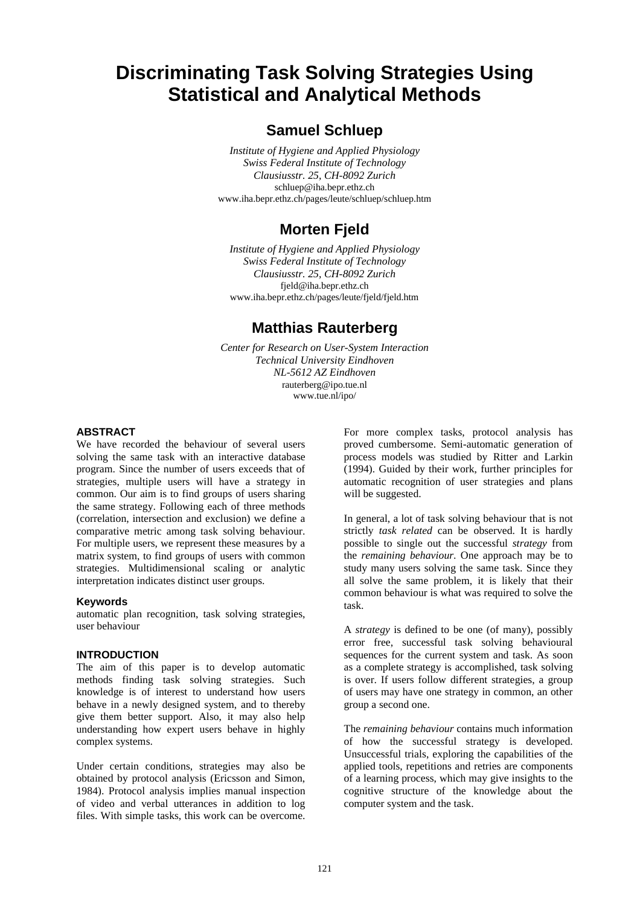# Discriminating Task Solving Strategies Using Statistical and Analytical Methods

## Samuel Schluep

*Institute of Hygiene and Applied Physiology*
*Swiss Federal Institute of Technology*
*Clausiusstr. 25, CH-8092 Zurich*
schluep@iha.bepr.ethz.ch
www.iha.bepr.ethz.ch/pages/leute/schluep/schluep.htm

## Morten Fjeld

*Institute of Hygiene and Applied Physiology*
*Swiss Federal Institute of Technology*
*Clausiusstr. 25, CH-8092 Zurich*
fjeld@iha.bepr.ethz.ch
www.iha.bepr.ethz.ch/pages/leute/fjeld/fjeld.htm

## Matthias Rauterberg

*Center for Research on User-System Interaction*
*Technical University Eindhoven*
*NL-5612 AZ Eindhoven*
rauterberg@ipo.tue.nl
www.tue.nl/ipo/

### ABSTRACT

We have recorded the behaviour of several users solving the same task with an interactive database program. Since the number of users exceeds that of strategies, multiple users will have a strategy in common. Our aim is to find groups of users sharing the same strategy. Following each of three methods (correlation, intersection and exclusion) we define a comparative metric among task solving behaviour. For multiple users, we represent these measures by a matrix system, to find groups of users with common strategies. Multidimensional scaling or analytic interpretation indicates distinct user groups.

### Keywords

automatic plan recognition, task solving strategies, user behaviour

### INTRODUCTION

The aim of this paper is to develop automatic methods finding task solving strategies. Such knowledge is of interest to understand how users behave in a newly designed system, and to thereby give them better support. Also, it may also help understanding how expert users behave in highly complex systems.

Under certain conditions, strategies may also be obtained by protocol analysis (Ericsson and Simon, 1984). Protocol analysis implies manual inspection of video and verbal utterances in addition to log files. With simple tasks, this work can be overcome. For more complex tasks, protocol analysis has proved cumbersome. Semi-automatic generation of process models was studied by Ritter and Larkin (1994). Guided by their work, further principles for automatic recognition of user strategies and plans will be suggested.

In general, a lot of task solving behaviour that is not strictly *task related* can be observed. It is hardly possible to single out the successful *strategy* from the *remaining behaviour*. One approach may be to study many users solving the same task. Since they all solve the same problem, it is likely that their common behaviour is what was required to solve the task.

A *strategy* is defined to be one (of many), possibly error free, successful task solving behavioural sequences for the current system and task. As soon as a complete strategy is accomplished, task solving is over. If users follow different strategies, a group of users may have one strategy in common, an other group a second one.

The *remaining behaviour* contains much information of how the successful strategy is developed. Unsuccessful trials, exploring the capabilities of the applied tools, repetitions and retries are components of a learning process, which may give insights to the cognitive structure of the knowledge about the computer system and the task.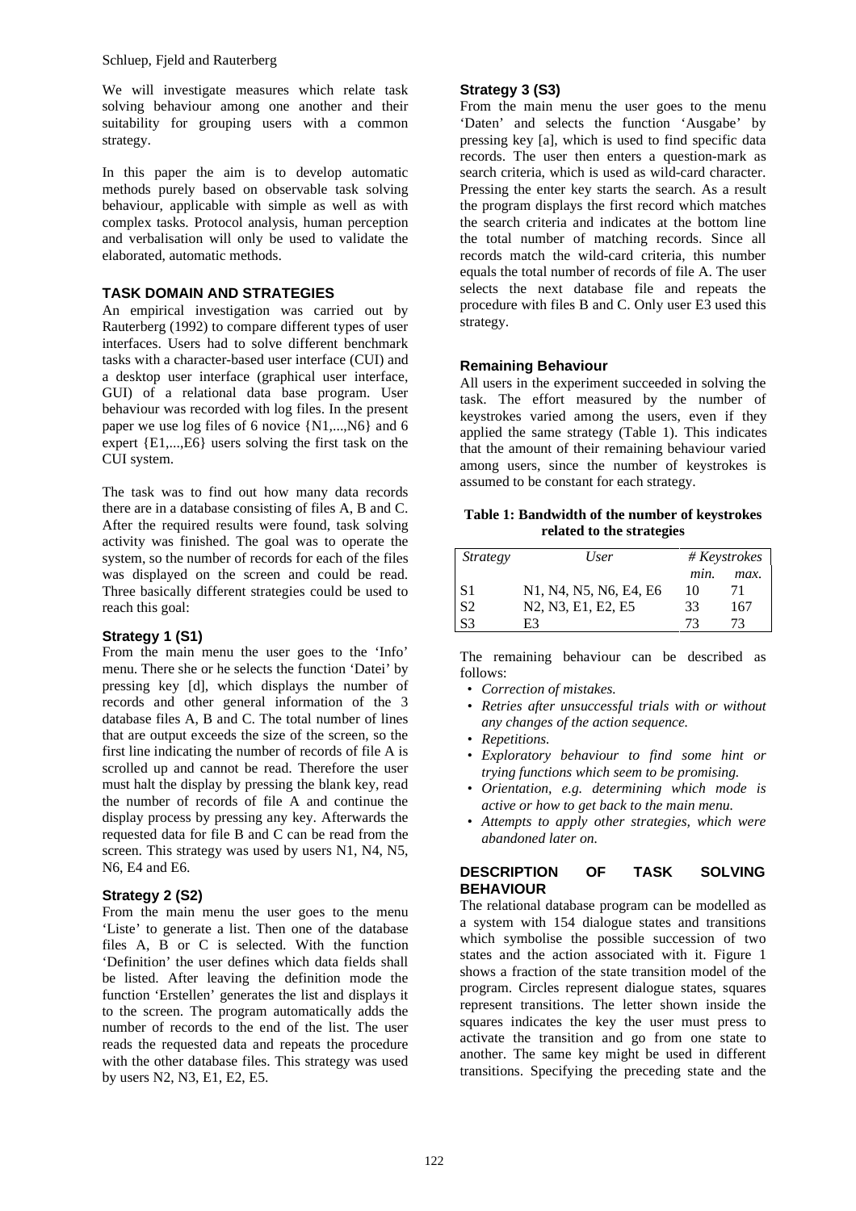We will investigate measures which relate task solving behaviour among one another and their suitability for grouping users with a common strategy.

In this paper the aim is to develop automatic methods purely based on observable task solving behaviour, applicable with simple as well as with complex tasks. Protocol analysis, human perception and verbalisation will only be used to validate the elaborated, automatic methods.

## TASK DOMAIN AND STRATEGIES

An empirical investigation was carried out by Rauterberg (1992) to compare different types of user interfaces. Users had to solve different benchmark tasks with a character-based user interface (CUI) and a desktop user interface (graphical user interface, GUI) of a relational data base program. User behaviour was recorded with log files. In the present paper we use log files of 6 novice {N1,...,N6} and 6 expert {E1,...,E6} users solving the first task on the CUI system.

The task was to find out how many data records there are in a database consisting of files A, B and C. After the required results were found, task solving activity was finished. The goal was to operate the system, so the number of records for each of the files was displayed on the screen and could be read. Three basically different strategies could be used to reach this goal:

### Strategy 1 (S1)

From the main menu the user goes to the 'Info' menu. There she or he selects the function 'Datei' by pressing key [d], which displays the number of records and other general information of the 3 database files A, B and C. The total number of lines that are output exceeds the size of the screen, so the first line indicating the number of records of file A is scrolled up and cannot be read. Therefore the user must halt the display by pressing the blank key, read the number of records of file A and continue the display process by pressing any key. Afterwards the requested data for file B and C can be read from the screen. This strategy was used by users N1, N4, N5, N6, E4 and E6.

### Strategy 2 (S2)

From the main menu the user goes to the menu 'Liste' to generate a list. Then one of the database files A, B or C is selected. With the function 'Definition' the user defines which data fields shall be listed. After leaving the definition mode the function 'Erstellen' generates the list and displays it to the screen. The program automatically adds the number of records to the end of the list. The user reads the requested data and repeats the procedure with the other database files. This strategy was used by users N2, N3, E1, E2, E5.

### Strategy 3 (S3)

From the main menu the user goes to the menu 'Daten' and selects the function 'Ausgabe' by pressing key [a], which is used to find specific data records. The user then enters a question-mark as search criteria, which is used as wild-card character. Pressing the enter key starts the search. As a result the program displays the first record which matches the search criteria and indicates at the bottom line the total number of matching records. Since all records match the wild-card criteria, this number equals the total number of records of file A. The user selects the next database file and repeats the procedure with files B and C. Only user E3 used this strategy.

### Remaining Behaviour

All users in the experiment succeeded in solving the task. The effort measured by the number of keystrokes varied among the users, even if they applied the same strategy (Table 1). This indicates that the amount of their remaining behaviour varied among users, since the number of keystrokes is assumed to be constant for each strategy.

**Table 1: Bandwidth of the number of keystrokes related to the strategies**

| *Strategy* | *User* | *# Keystrokes* | |
|---|---|---|---|
| | | *min.* | *max.* |
| S1 | N1, N4, N5, N6, E4, E6 | 10 | 71 |
| S2 | N2, N3, E1, E2, E5 | 33 | 167 |
| S3 | E3 | 73 | 73 |

The remaining behaviour can be described as follows:

- *Correction of mistakes.*
- *Retries after unsuccessful trials with or without any changes of the action sequence.*
- *Repetitions.*
- *Exploratory behaviour to find some hint or trying functions which seem to be promising.*
- *Orientation, e.g. determining which mode is active or how to get back to the main menu.*
- *Attempts to apply other strategies, which were abandoned later on.*

## DESCRIPTION OF TASK SOLVING BEHAVIOUR

The relational database program can be modelled as a system with 154 dialogue states and transitions which symbolise the possible succession of two states and the action associated with it. Figure 1 shows a fraction of the state transition model of the program. Circles represent dialogue states, squares represent transitions. The letter shown inside the squares indicates the key the user must press to activate the transition and go from one state to another. The same key might be used in different transitions. Specifying the preceding state and the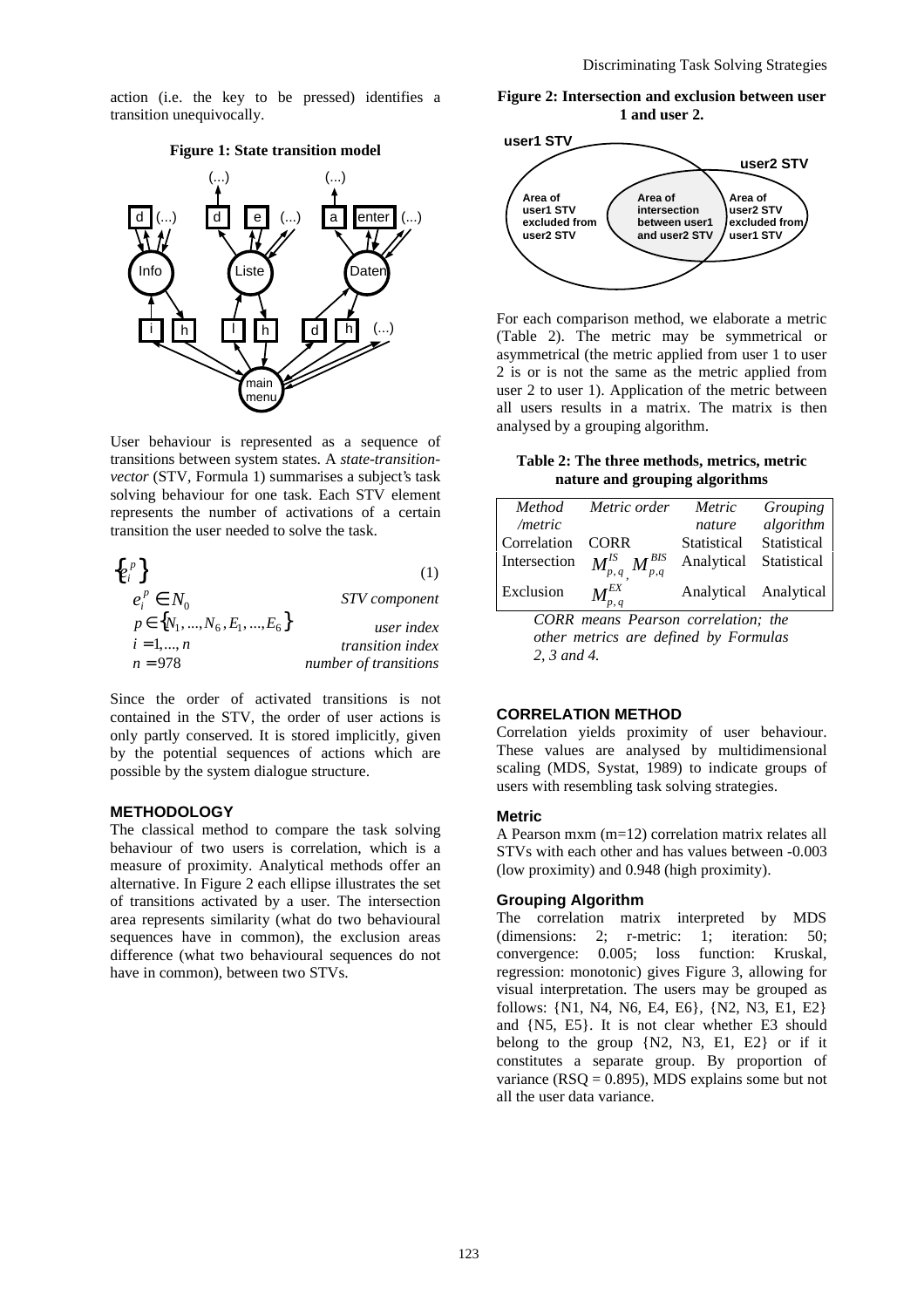action (i.e. the key to be pressed) identifies a transition unequivocally.

**Figure 1: State transition model**

User behaviour is represented as a sequence of transitions between system states. A *state-transition-vector* (STV, Formula 1) summarises a subject's task solving behaviour for one task. Each STV element represents the number of activations of a certain transition the user needed to solve the task.

$$\{e_i^p\} \tag{1}$$

| | |
|---|---|
| $e_i^p \in N_0$ | *STV component* |
| $p \in \{N_1, ..., N_6, E_1, ..., E_6\}$ | *user index* |
| $i = 1, ..., n$ | *transition index* |
| $n = 978$ | *number of transitions* |

Since the order of activated transitions is not contained in the STV, the order of user actions is only partly conserved. It is stored implicitly, given by the potential sequences of actions which are possible by the system dialogue structure.

## METHODOLOGY

The classical method to compare the task solving behaviour of two users is correlation, which is a measure of proximity. Analytical methods offer an alternative. In Figure 2 each ellipse illustrates the set of transitions activated by a user. The intersection area represents similarity (what do two behavioural sequences have in common), the exclusion areas difference (what two behavioural sequences do not have in common), between two STVs.

**Figure 2: Intersection and exclusion between user 1 and user 2.**

For each comparison method, we elaborate a metric (Table 2). The metric may be symmetrical or asymmetrical (the metric applied from user 1 to user 2 is or is not the same as the metric applied from user 2 to user 1). Application of the metric between all users results in a matrix. The matrix is then analysed by a grouping algorithm.

**Table 2: The three methods, metrics, metric nature and grouping algorithms**

| *Method /metric* | *Metric order* | *Metric nature* | *Grouping algorithm* |
|---|---|---|---|
| Correlation | CORR | Statistical | Statistical |
| Intersection | $M_{p,q}^{IS}$, $M_{p,q}^{BIS}$ | Analytical | Statistical |
| Exclusion | $M_{p,q}^{EX}$ | Analytical | Analytical |

*CORR means Pearson correlation; the other metrics are defined by Formulas 2, 3 and 4.*

## CORRELATION METHOD

Correlation yields proximity of user behaviour. These values are analysed by multidimensional scaling (MDS, Systat, 1989) to indicate groups of users with resembling task solving strategies.

### Metric

A Pearson mxm (m=12) correlation matrix relates all STVs with each other and has values between -0.003 (low proximity) and 0.948 (high proximity).

### Grouping Algorithm

The correlation matrix interpreted by MDS (dimensions: 2; r-metric: 1; iteration: 50; convergence: 0.005; loss function: Kruskal, regression: monotonic) gives Figure 3, allowing for visual interpretation. The users may be grouped as follows: {N1, N4, N6, E4, E6}, {N2, N3, E1, E2} and {N5, E5}. It is not clear whether E3 should belong to the group {N2, N3, E1, E2} or if it constitutes a separate group. By proportion of variance (RSQ = 0.895), MDS explains some but not all the user data variance.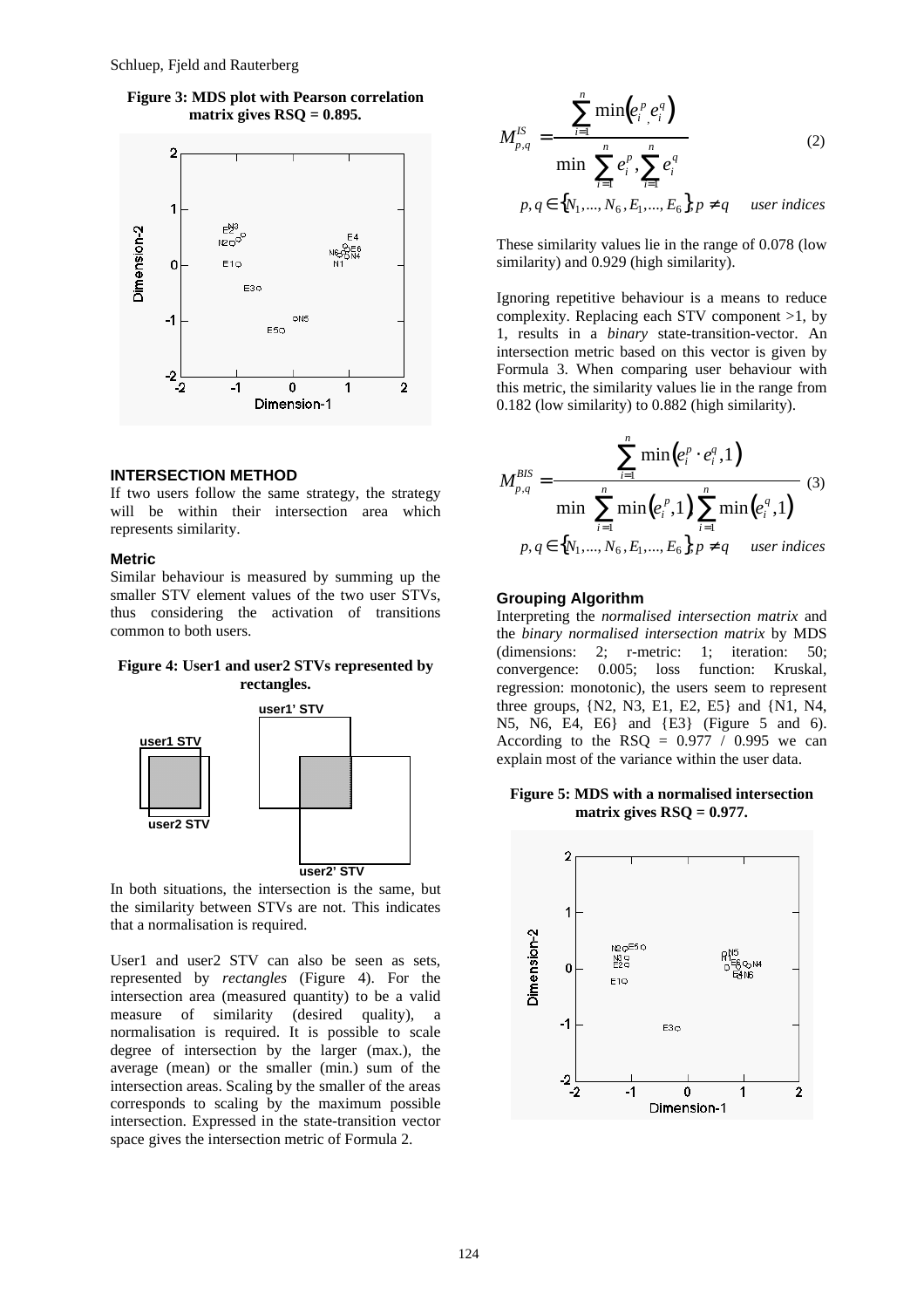**Figure 3: MDS plot with Pearson correlation matrix gives RSQ = 0.895.**

## INTERSECTION METHOD

If two users follow the same strategy, the strategy will be within their intersection area which represents similarity.

### Metric

Similar behaviour is measured by summing up the smaller STV element values of the two user STVs, thus considering the activation of transitions common to both users.

**Figure 4: User1 and user2 STVs represented by rectangles.**

In both situations, the intersection is the same, but the similarity between STVs are not. This indicates that a normalisation is required.

User1 and user2 STV can also be seen as sets, represented by *rectangles* (Figure 4). For the intersection area (measured quantity) to be a valid measure of similarity (desired quality), a normalisation is required. It is possible to scale degree of intersection by the larger (max.), the average (mean) or the smaller (min.) sum of the intersection areas. Scaling by the smaller of the areas corresponds to scaling by the maximum possible intersection. Expressed in the state-transition vector space gives the intersection metric of Formula 2.

$$M_{p,q}^{IS} = \frac{\sum_{i=1}^{n} \min\left(e_i^p, e_i^q\right)}{\min\left(\sum_{i=1}^{n} e_i^p, \sum_{i=1}^{n} e_i^q\right)} \quad (2)$$

$$p, q \in \{N_1, ..., N_6, E_1, ..., E_6\}, p \neq q \quad \textit{user indices}$$

These similarity values lie in the range of 0.078 (low similarity) and 0.929 (high similarity).

Ignoring repetitive behaviour is a means to reduce complexity. Replacing each STV component >1, by 1, results in a *binary* state-transition-vector. An intersection metric based on this vector is given by Formula 3. When comparing user behaviour with this metric, the similarity values lie in the range from 0.182 (low similarity) to 0.882 (high similarity).

$$M_{p,q}^{BIS} = \frac{\sum_{i=1}^{n} \min\left(e_i^p \cdot e_i^q, 1\right)}{\min\left(\sum_{i=1}^{n} \min\left(e_i^p, 1\right), \sum_{i=1}^{n} \min\left(e_i^q, 1\right)\right)} \quad (3)$$

$$p, q \in \{N_1, ..., N_6, E_1, ..., E_6\}, p \neq q \quad \textit{user indices}$$

### Grouping Algorithm

Interpreting the *normalised intersection matrix* and the *binary normalised intersection matrix* by MDS (dimensions: 2; r-metric: 1; iteration: 50; convergence: 0.005; loss function: Kruskal, regression: monotonic), the users seem to represent three groups, {N2, N3, E1, E2, E5} and {N1, N4, N5, N6, E4, E6} and {E3} (Figure 5 and 6). According to the RSQ = 0.977 / 0.995 we can explain most of the variance within the user data.

**Figure 5: MDS with a normalised intersection matrix gives RSQ = 0.977.**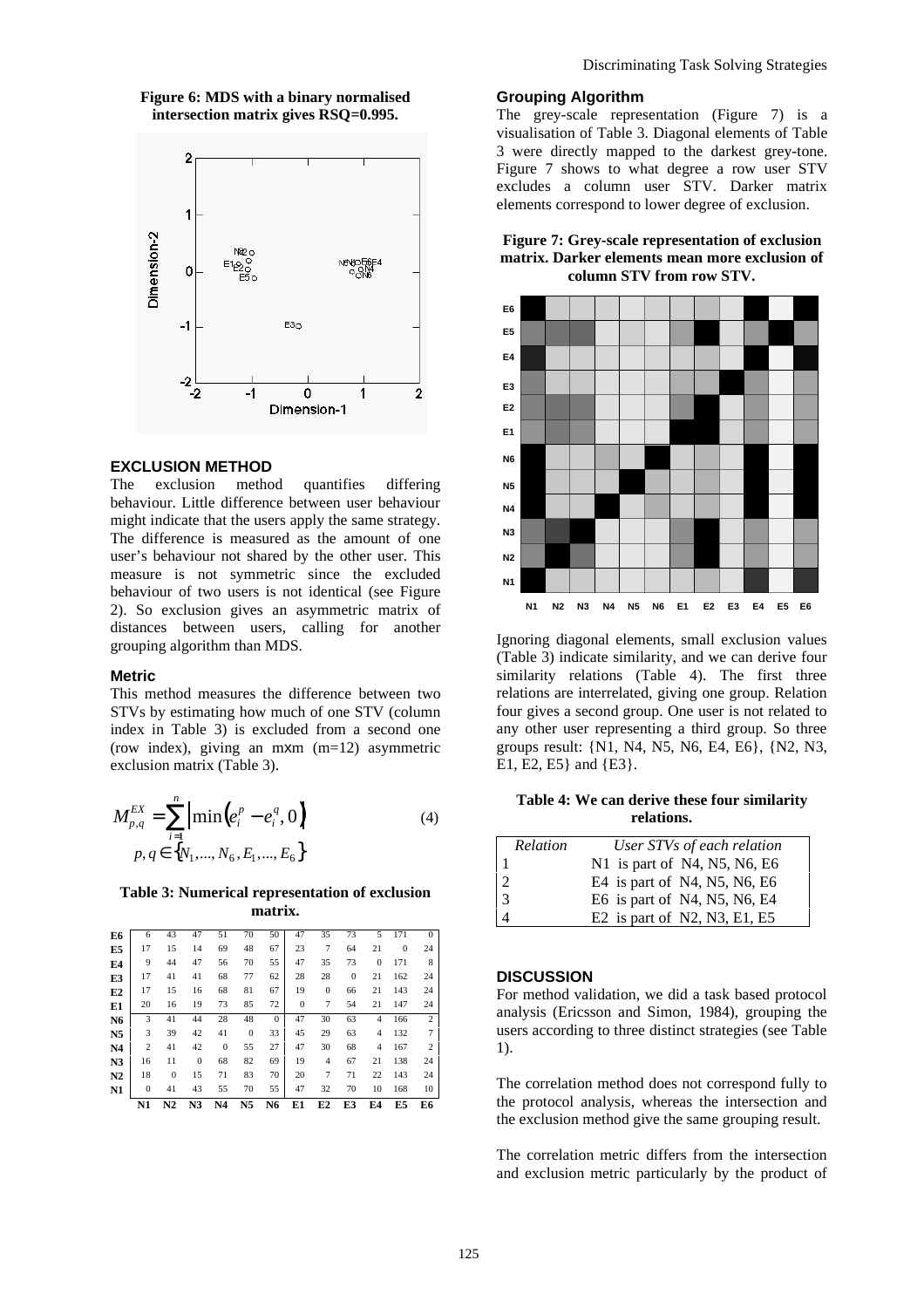**Figure 6: MDS with a binary normalised intersection matrix gives RSQ=0.995.**

## EXCLUSION METHOD

The exclusion method quantifies differing behaviour. Little difference between user behaviour might indicate that the users apply the same strategy. The difference is measured as the amount of one user's behaviour not shared by the other user. This measure is not symmetric since the excluded behaviour of two users is not identical (see Figure 2). So exclusion gives an asymmetric matrix of distances between users, calling for another grouping algorithm than MDS.

### Metric

This method measures the difference between two STVs by estimating how much of one STV (column index in Table 3) is excluded from a second one (row index), giving an mxm (m=12) asymmetric exclusion matrix (Table 3).

$$M_{p,q}^{EX} = \sum_{i=1}^{n} \left| \min\left(e_i^p - e_i^q, 0\right) \right| \quad (4)$$
$$p, q \in \{N_1, ..., N_6, E_1, ..., E_6\}$$

**Table 3: Numerical representation of exclusion matrix.**

| | N1 | N2 | N3 | N4 | N5 | N6 | E1 | E2 | E3 | E4 | E5 | E6 |
|---|---|---|---|---|---|---|---|---|---|---|---|---|
| **E6** | 6 | 43 | 47 | 51 | 70 | 50 | 47 | 35 | 73 | 5 | 171 | 0 |
| **E5** | 17 | 15 | 14 | 69 | 48 | 67 | 23 | 7 | 64 | 21 | 0 | 24 |
| **E4** | 9 | 44 | 47 | 56 | 70 | 55 | 47 | 35 | 73 | 0 | 171 | 8 |
| **E3** | 17 | 41 | 41 | 68 | 77 | 62 | 28 | 28 | 0 | 21 | 162 | 24 |
| **E2** | 17 | 15 | 16 | 68 | 81 | 67 | 19 | 0 | 66 | 21 | 143 | 24 |
| **E1** | 20 | 16 | 19 | 73 | 85 | 72 | 0 | 7 | 54 | 21 | 147 | 24 |
| **N6** | 3 | 41 | 44 | 28 | 48 | 0 | 47 | 30 | 63 | 4 | 166 | 2 |
| **N5** | 3 | 39 | 42 | 41 | 0 | 33 | 45 | 29 | 63 | 4 | 132 | 7 |
| **N4** | 2 | 41 | 42 | 0 | 55 | 27 | 47 | 30 | 68 | 4 | 167 | 2 |
| **N3** | 16 | 11 | 0 | 68 | 82 | 69 | 19 | 4 | 67 | 21 | 138 | 24 |
| **N2** | 18 | 0 | 15 | 71 | 83 | 70 | 20 | 7 | 71 | 22 | 143 | 24 |
| **N1** | 0 | 41 | 43 | 55 | 70 | 55 | 47 | 32 | 70 | 10 | 168 | 10 |

### Grouping Algorithm

The grey-scale representation (Figure 7) is a visualisation of Table 3. Diagonal elements of Table 3 were directly mapped to the darkest grey-tone. Figure 7 shows to what degree a row user STV excludes a column user STV. Darker matrix elements correspond to lower degree of exclusion.

**Figure 7: Grey-scale representation of exclusion matrix. Darker elements mean more exclusion of column STV from row STV.**

Ignoring diagonal elements, small exclusion values (Table 3) indicate similarity, and we can derive four similarity relations (Table 4). The first three relations are interrelated, giving one group. Relation four gives a second group. One user is not related to any other user representing a third group. So three groups result: {N1, N4, N5, N6, E4, E6}, {N2, N3, E1, E2, E5} and {E3}.

**Table 4: We can derive these four similarity relations.**

| *Relation* | *User STVs of each relation* |
|---|---|
| 1 | N1 is part of N4, N5, N6, E6 |
| 2 | E4 is part of N4, N5, N6, E6 |
| 3 | E6 is part of N4, N5, N6, E4 |
| 4 | E2 is part of N2, N3, E1, E5 |

## DISCUSSION

For method validation, we did a task based protocol analysis (Ericsson and Simon, 1984), grouping the users according to three distinct strategies (see Table 1).

The correlation method does not correspond fully to the protocol analysis, whereas the intersection and the exclusion method give the same grouping result.

The correlation metric differs from the intersection and exclusion metric particularly by the product of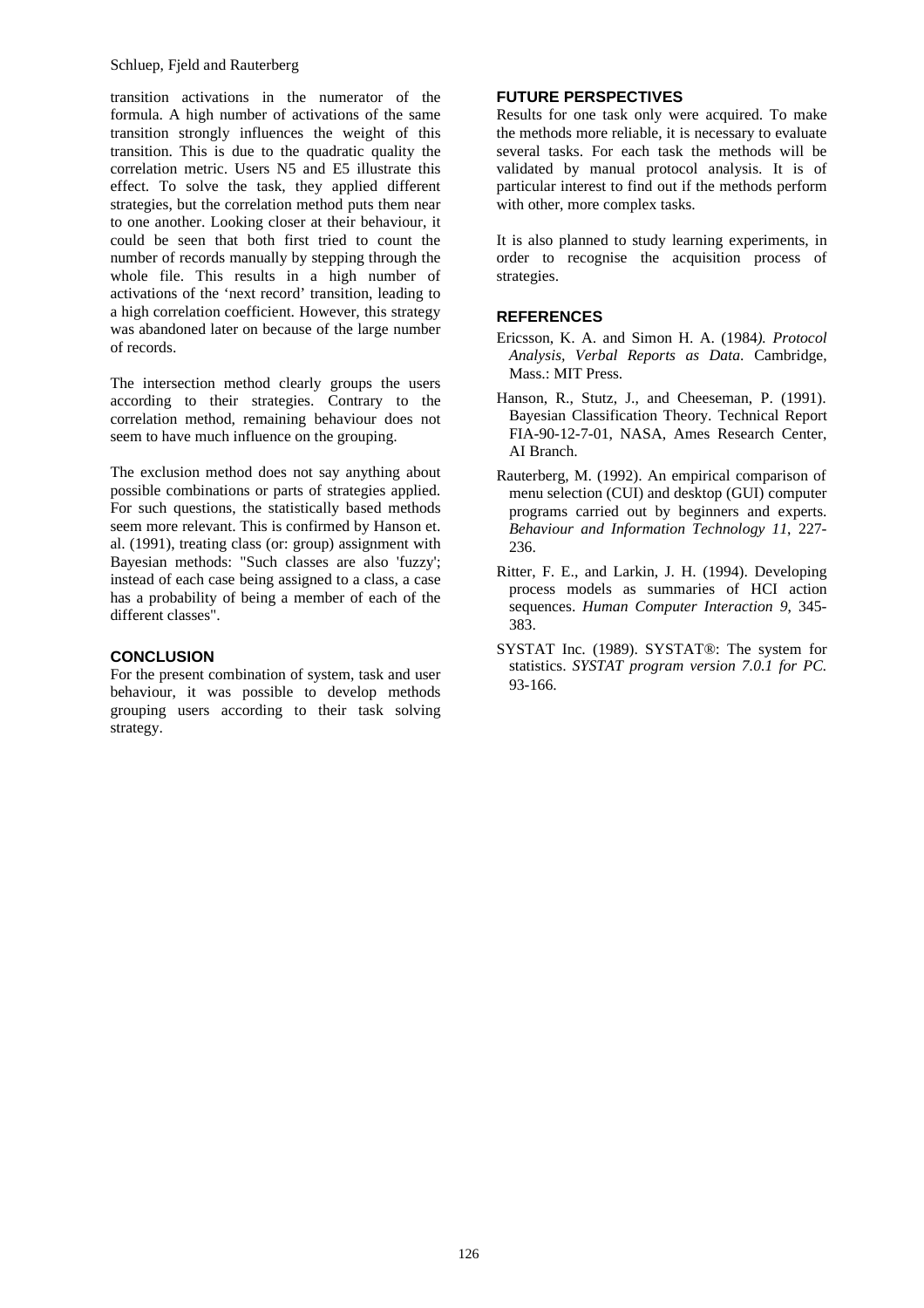transition activations in the numerator of the formula. A high number of activations of the same transition strongly influences the weight of this transition. This is due to the quadratic quality the correlation metric. Users N5 and E5 illustrate this effect. To solve the task, they applied different strategies, but the correlation method puts them near to one another. Looking closer at their behaviour, it could be seen that both first tried to count the number of records manually by stepping through the whole file. This results in a high number of activations of the 'next record' transition, leading to a high correlation coefficient. However, this strategy was abandoned later on because of the large number of records.

The intersection method clearly groups the users according to their strategies. Contrary to the correlation method, remaining behaviour does not seem to have much influence on the grouping.

The exclusion method does not say anything about possible combinations or parts of strategies applied. For such questions, the statistically based methods seem more relevant. This is confirmed by Hanson et. al. (1991), treating class (or: group) assignment with Bayesian methods: "Such classes are also 'fuzzy'; instead of each case being assigned to a class, a case has a probability of being a member of each of the different classes".

## CONCLUSION

For the present combination of system, task and user behaviour, it was possible to develop methods grouping users according to their task solving strategy.

## FUTURE PERSPECTIVES

Results for one task only were acquired. To make the methods more reliable, it is necessary to evaluate several tasks. For each task the methods will be validated by manual protocol analysis. It is of particular interest to find out if the methods perform with other, more complex tasks.

It is also planned to study learning experiments, in order to recognise the acquisition process of strategies.

## REFERENCES

Ericsson, K. A. and Simon H. A. (1984*). Protocol Analysis, Verbal Reports as Data.* Cambridge, Mass.: MIT Press.

Hanson, R., Stutz, J., and Cheeseman, P. (1991). Bayesian Classification Theory. Technical Report FIA-90-12-7-01, NASA, Ames Research Center, AI Branch.

Rauterberg, M. (1992). An empirical comparison of menu selection (CUI) and desktop (GUI) computer programs carried out by beginners and experts. *Behaviour and Information Technology 11*, 227-236.

Ritter, F. E., and Larkin, J. H. (1994). Developing process models as summaries of HCI action sequences. *Human Computer Interaction 9*, 345-383.

SYSTAT Inc. (1989). SYSTAT®: The system for statistics. *SYSTAT program version 7.0.1 for PC.* 93-166.